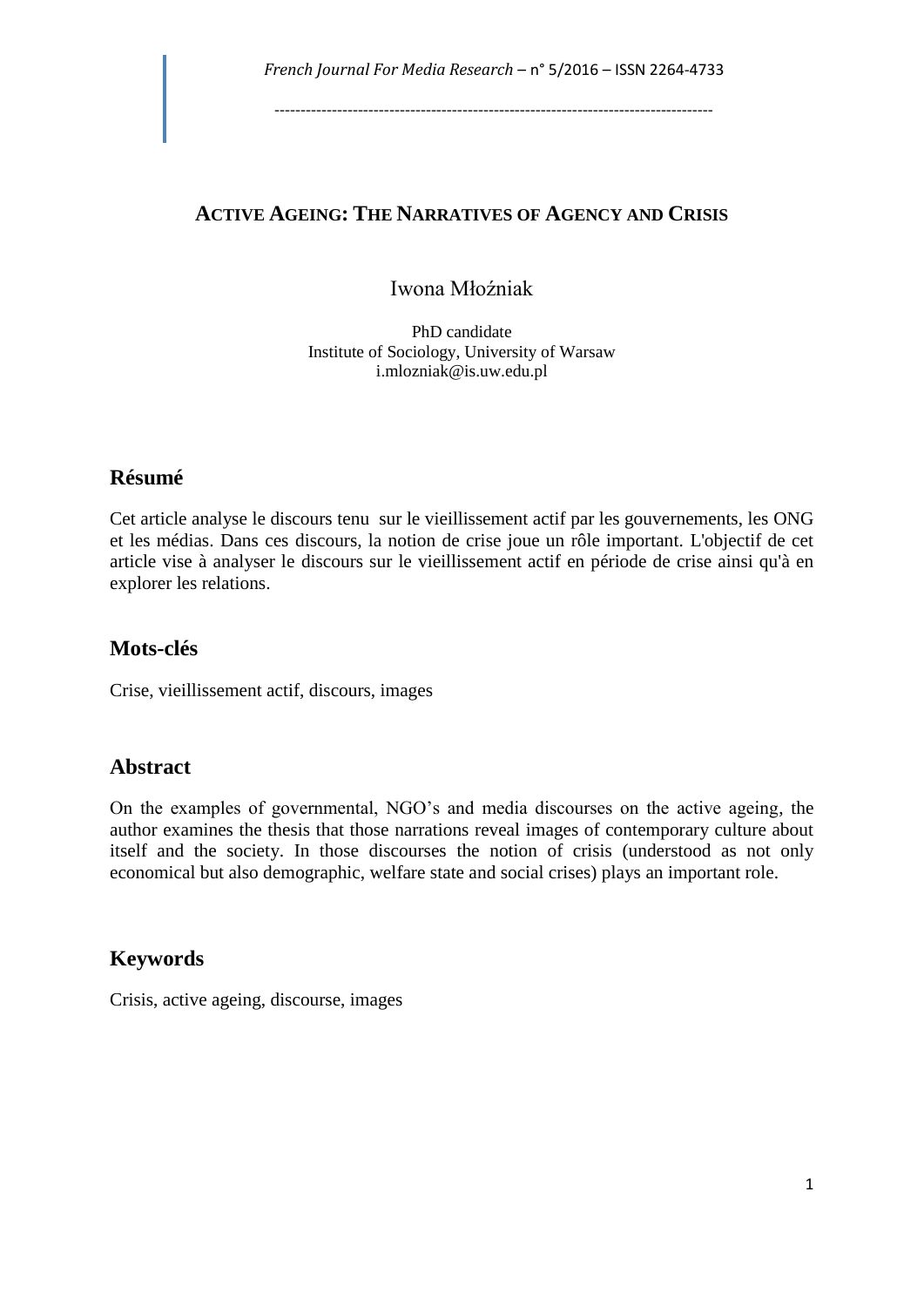# ACTIVE AGEING: THE NARRATIVES OF AGENCY AND CRISIS

Iwona Młoźniak

PhD candidate
Institute of Sociology, University of Warsaw
i.mlozniak@is.uw.edu.pl

## Résumé

Cet article analyse le discours tenu sur le vieillissement actif par les gouvernements, les ONG et les médias. Dans ces discours, la notion de crise joue un rôle important. L'objectif de cet article vise à analyser le discours sur le vieillissement actif en période de crise ainsi qu'à en explorer les relations.

## Mots-clés

Crise, vieillissement actif, discours, images

## Abstract

On the examples of governmental, NGO's and media discourses on the active ageing, the author examines the thesis that those narrations reveal images of contemporary culture about itself and the society. In those discourses the notion of crisis (understood as not only economical but also demographic, welfare state and social crises) plays an important role.

## Keywords

Crisis, active ageing, discourse, images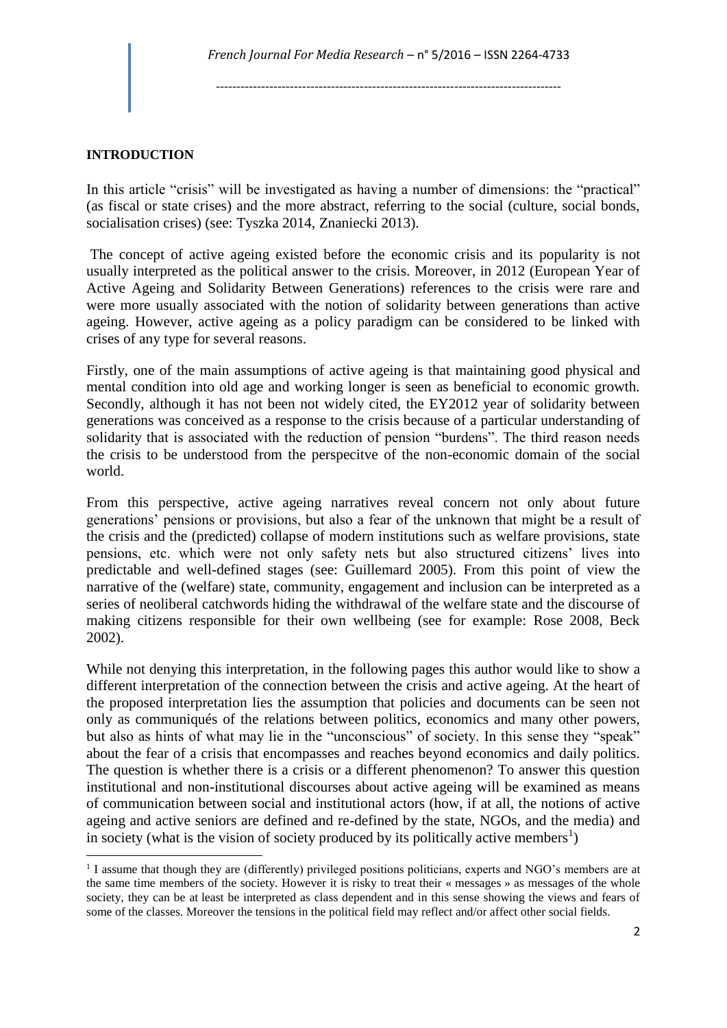## INTRODUCTION

In this article "crisis" will be investigated as having a number of dimensions: the "practical" (as fiscal or state crises) and the more abstract, referring to the social (culture, social bonds, socialisation crises) (see: Tyszka 2014, Znaniecki 2013).

The concept of active ageing existed before the economic crisis and its popularity is not usually interpreted as the political answer to the crisis. Moreover, in 2012 (European Year of Active Ageing and Solidarity Between Generations) references to the crisis were rare and were more usually associated with the notion of solidarity between generations than active ageing. However, active ageing as a policy paradigm can be considered to be linked with crises of any type for several reasons.

Firstly, one of the main assumptions of active ageing is that maintaining good physical and mental condition into old age and working longer is seen as beneficial to economic growth. Secondly, although it has not been not widely cited, the EY2012 year of solidarity between generations was conceived as a response to the crisis because of a particular understanding of solidarity that is associated with the reduction of pension "burdens". The third reason needs the crisis to be understood from the perspecitve of the non-economic domain of the social world.

From this perspective, active ageing narratives reveal concern not only about future generations' pensions or provisions, but also a fear of the unknown that might be a result of the crisis and the (predicted) collapse of modern institutions such as welfare provisions, state pensions, etc. which were not only safety nets but also structured citizens' lives into predictable and well-defined stages (see: Guillemard 2005). From this point of view the narrative of the (welfare) state, community, engagement and inclusion can be interpreted as a series of neoliberal catchwords hiding the withdrawal of the welfare state and the discourse of making citizens responsible for their own wellbeing (see for example: Rose 2008, Beck 2002).

While not denying this interpretation, in the following pages this author would like to show a different interpretation of the connection between the crisis and active ageing. At the heart of the proposed interpretation lies the assumption that policies and documents can be seen not only as communiqués of the relations between politics, economics and many other powers, but also as hints of what may lie in the "unconscious" of society. In this sense they "speak" about the fear of a crisis that encompasses and reaches beyond economics and daily politics. The question is whether there is a crisis or a different phenomenon? To answer this question institutional and non-institutional discourses about active ageing will be examined as means of communication between social and institutional actors (how, if at all, the notions of active ageing and active seniors are defined and re-defined by the state, NGOs, and the media) and in society (what is the vision of society produced by its politically active members[1])

[1] I assume that though they are (differently) privileged positions politicians, experts and NGO's members are at the same time members of the society. However it is risky to treat their « messages » as messages of the whole society, they can be at least be interpreted as class dependent and in this sense showing the views and fears of some of the classes. Moreover the tensions in the political field may reflect and/or affect other social fields.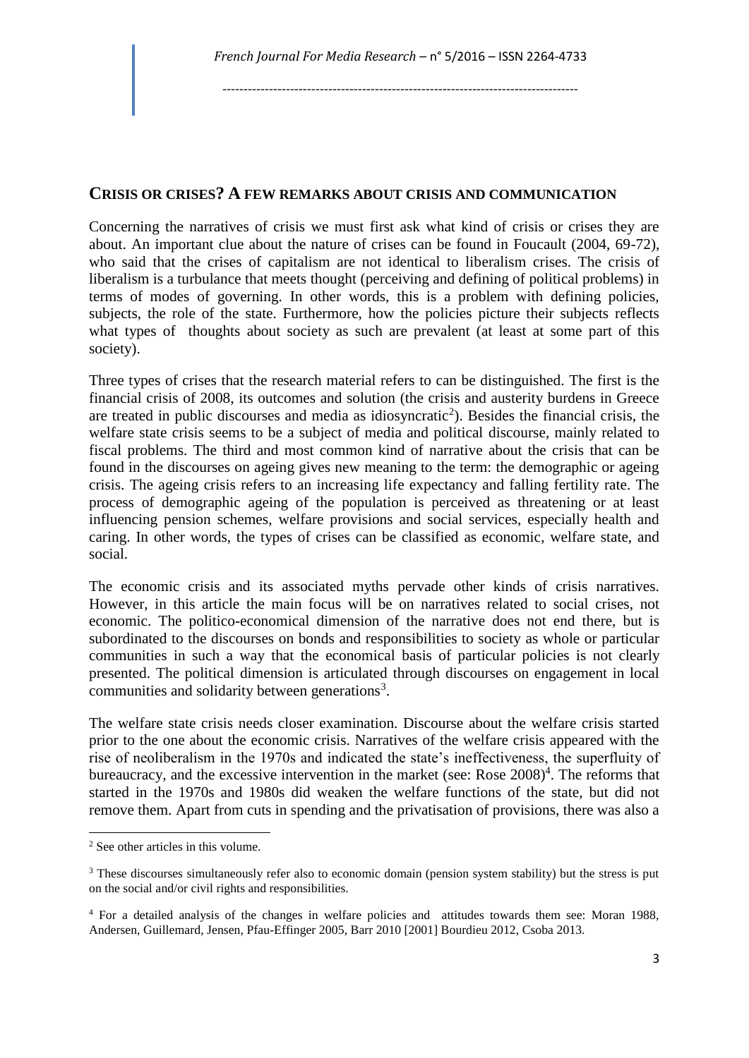## CRISIS OR CRISES? A FEW REMARKS ABOUT CRISIS AND COMMUNICATION

Concerning the narratives of crisis we must first ask what kind of crisis or crises they are about. An important clue about the nature of crises can be found in Foucault (2004, 69-72), who said that the crises of capitalism are not identical to liberalism crises. The crisis of liberalism is a turbulance that meets thought (perceiving and defining of political problems) in terms of modes of governing. In other words, this is a problem with defining policies, subjects, the role of the state. Furthermore, how the policies picture their subjects reflects what types of thoughts about society as such are prevalent (at least at some part of this society).

Three types of crises that the research material refers to can be distinguished. The first is the financial crisis of 2008, its outcomes and solution (the crisis and austerity burdens in Greece are treated in public discourses and media as idiosyncratic[2]). Besides the financial crisis, the welfare state crisis seems to be a subject of media and political discourse, mainly related to fiscal problems. The third and most common kind of narrative about the crisis that can be found in the discourses on ageing gives new meaning to the term: the demographic or ageing crisis. The ageing crisis refers to an increasing life expectancy and falling fertility rate. The process of demographic ageing of the population is perceived as threatening or at least influencing pension schemes, welfare provisions and social services, especially health and caring. In other words, the types of crises can be classified as economic, welfare state, and social.

The economic crisis and its associated myths pervade other kinds of crisis narratives. However, in this article the main focus will be on narratives related to social crises, not economic. The politico-economical dimension of the narrative does not end there, but is subordinated to the discourses on bonds and responsibilities to society as whole or particular communities in such a way that the economical basis of particular policies is not clearly presented. The political dimension is articulated through discourses on engagement in local communities and solidarity between generations[3].

The welfare state crisis needs closer examination. Discourse about the welfare crisis started prior to the one about the economic crisis. Narratives of the welfare crisis appeared with the rise of neoliberalism in the 1970s and indicated the state's ineffectiveness, the superfluity of bureaucracy, and the excessive intervention in the market (see: Rose 2008)[4]. The reforms that started in the 1970s and 1980s did weaken the welfare functions of the state, but did not remove them. Apart from cuts in spending and the privatisation of provisions, there was also a

---

[2] See other articles in this volume.

[3] These discourses simultaneously refer also to economic domain (pension system stability) but the stress is put on the social and/or civil rights and responsibilities.

[4] For a detailed analysis of the changes in welfare policies and attitudes towards them see: Moran 1988, Andersen, Guillemard, Jensen, Pfau-Effinger 2005, Barr 2010 [2001] Bourdieu 2012, Csoba 2013.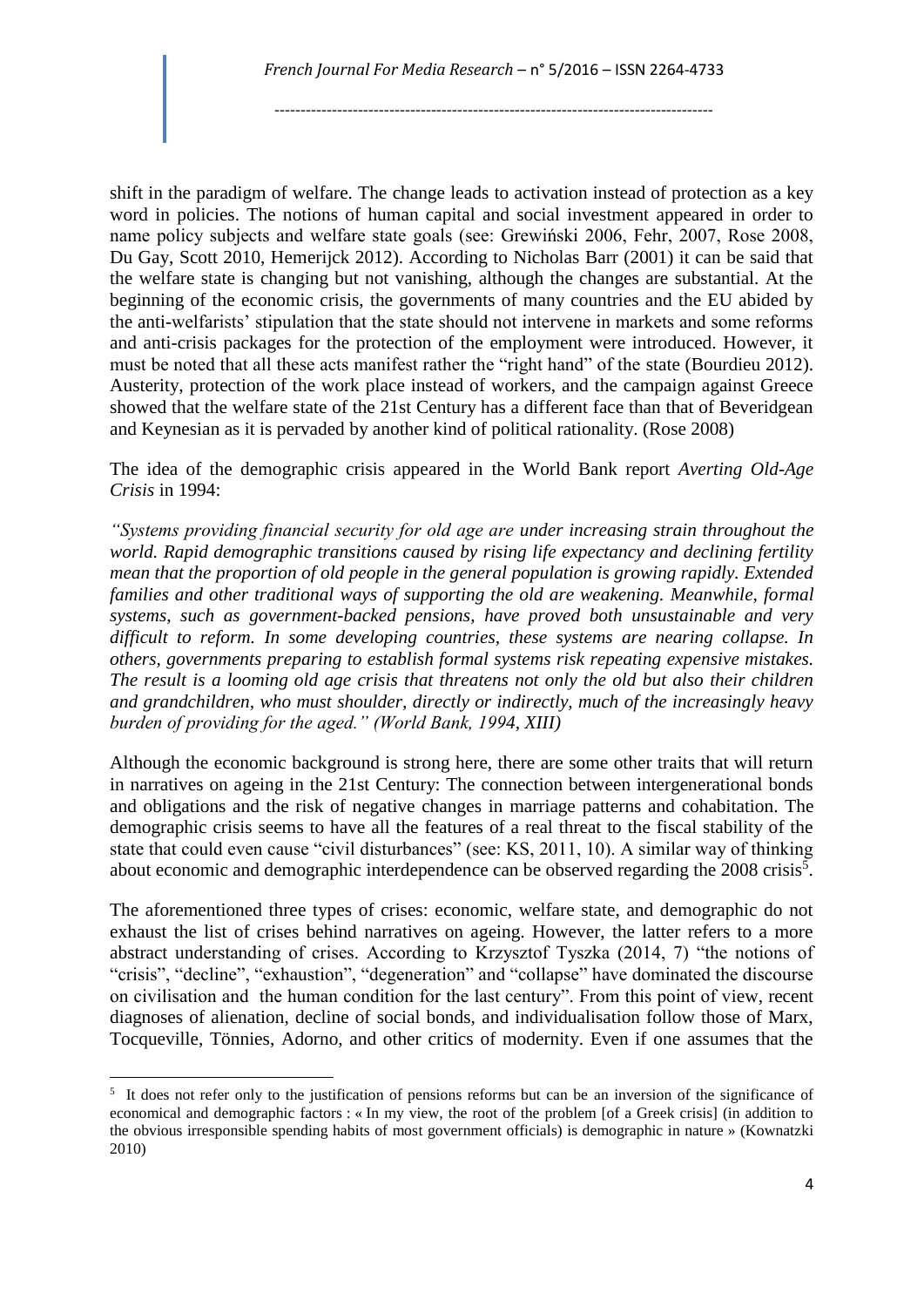shift in the paradigm of welfare. The change leads to activation instead of protection as a key word in policies. The notions of human capital and social investment appeared in order to name policy subjects and welfare state goals (see: Grewiński 2006, Fehr, 2007, Rose 2008, Du Gay, Scott 2010, Hemerijck 2012). According to Nicholas Barr (2001) it can be said that the welfare state is changing but not vanishing, although the changes are substantial. At the beginning of the economic crisis, the governments of many countries and the EU abided by the anti-welfarists' stipulation that the state should not intervene in markets and some reforms and anti-crisis packages for the protection of the employment were introduced. However, it must be noted that all these acts manifest rather the "right hand" of the state (Bourdieu 2012). Austerity, protection of the work place instead of workers, and the campaign against Greece showed that the welfare state of the 21st Century has a different face than that of Beveridgean and Keynesian as it is pervaded by another kind of political rationality. (Rose 2008)

The idea of the demographic crisis appeared in the World Bank report *Averting Old-Age Crisis* in 1994:

*"Systems providing financial security for old age are under increasing strain throughout the world. Rapid demographic transitions caused by rising life expectancy and declining fertility mean that the proportion of old people in the general population is growing rapidly. Extended families and other traditional ways of supporting the old are weakening. Meanwhile, formal systems, such as government-backed pensions, have proved both unsustainable and very difficult to reform. In some developing countries, these systems are nearing collapse. In others, governments preparing to establish formal systems risk repeating expensive mistakes. The result is a looming old age crisis that threatens not only the old but also their children and grandchildren, who must shoulder, directly or indirectly, much of the increasingly heavy burden of providing for the aged." (World Bank, 1994, XIII)*

Although the economic background is strong here, there are some other traits that will return in narratives on ageing in the 21st Century: The connection between intergenerational bonds and obligations and the risk of negative changes in marriage patterns and cohabitation. The demographic crisis seems to have all the features of a real threat to the fiscal stability of the state that could even cause "civil disturbances" (see: KS, 2011, 10). A similar way of thinking about economic and demographic interdependence can be observed regarding the 2008 crisis[5].

The aforementioned three types of crises: economic, welfare state, and demographic do not exhaust the list of crises behind narratives on ageing. However, the latter refers to a more abstract understanding of crises. According to Krzysztof Tyszka (2014, 7) "the notions of "crisis", "decline", "exhaustion", "degeneration" and "collapse" have dominated the discourse on civilisation and the human condition for the last century". From this point of view, recent diagnoses of alienation, decline of social bonds, and individualisation follow those of Marx, Tocqueville, Tönnies, Adorno, and other critics of modernity. Even if one assumes that the

---

[5] It does not refer only to the justification of pensions reforms but can be an inversion of the significance of economical and demographic factors : « In my view, the root of the problem [of a Greek crisis] (in addition to the obvious irresponsible spending habits of most government officials) is demographic in nature » (Kownatzki 2010)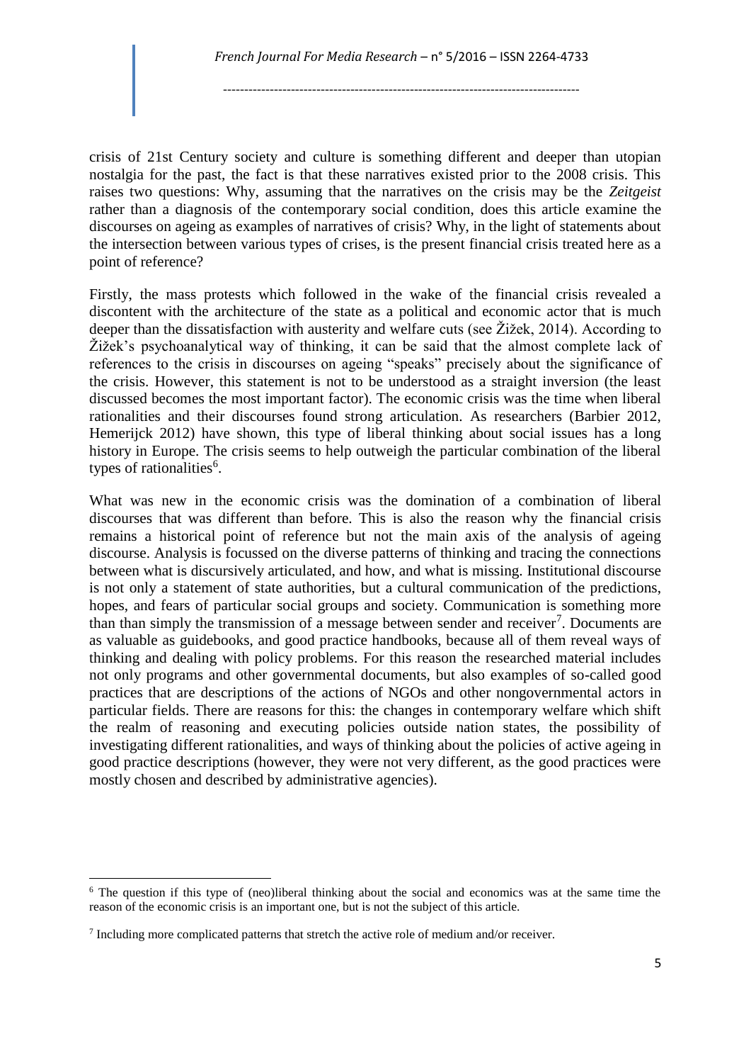crisis of 21st Century society and culture is something different and deeper than utopian nostalgia for the past, the fact is that these narratives existed prior to the 2008 crisis. This raises two questions: Why, assuming that the narratives on the crisis may be the *Zeitgeist* rather than a diagnosis of the contemporary social condition, does this article examine the discourses on ageing as examples of narratives of crisis? Why, in the light of statements about the intersection between various types of crises, is the present financial crisis treated here as a point of reference?

Firstly, the mass protests which followed in the wake of the financial crisis revealed a discontent with the architecture of the state as a political and economic actor that is much deeper than the dissatisfaction with austerity and welfare cuts (see Žižek, 2014). According to Žižek's psychoanalytical way of thinking, it can be said that the almost complete lack of references to the crisis in discourses on ageing "speaks" precisely about the significance of the crisis. However, this statement is not to be understood as a straight inversion (the least discussed becomes the most important factor). The economic crisis was the time when liberal rationalities and their discourses found strong articulation. As researchers (Barbier 2012, Hemerijck 2012) have shown, this type of liberal thinking about social issues has a long history in Europe. The crisis seems to help outweigh the particular combination of the liberal types of rationalities[6].

What was new in the economic crisis was the domination of a combination of liberal discourses that was different than before. This is also the reason why the financial crisis remains a historical point of reference but not the main axis of the analysis of ageing discourse. Analysis is focussed on the diverse patterns of thinking and tracing the connections between what is discursively articulated, and how, and what is missing. Institutional discourse is not only a statement of state authorities, but a cultural communication of the predictions, hopes, and fears of particular social groups and society. Communication is something more than than simply the transmission of a message between sender and receiver[7]. Documents are as valuable as guidebooks, and good practice handbooks, because all of them reveal ways of thinking and dealing with policy problems. For this reason the researched material includes not only programs and other governmental documents, but also examples of so-called good practices that are descriptions of the actions of NGOs and other nongovernmental actors in particular fields. There are reasons for this: the changes in contemporary welfare which shift the realm of reasoning and executing policies outside nation states, the possibility of investigating different rationalities, and ways of thinking about the policies of active ageing in good practice descriptions (however, they were not very different, as the good practices were mostly chosen and described by administrative agencies).

---

[6] The question if this type of (neo)liberal thinking about the social and economics was at the same time the reason of the economic crisis is an important one, but is not the subject of this article.

[7] Including more complicated patterns that stretch the active role of medium and/or receiver.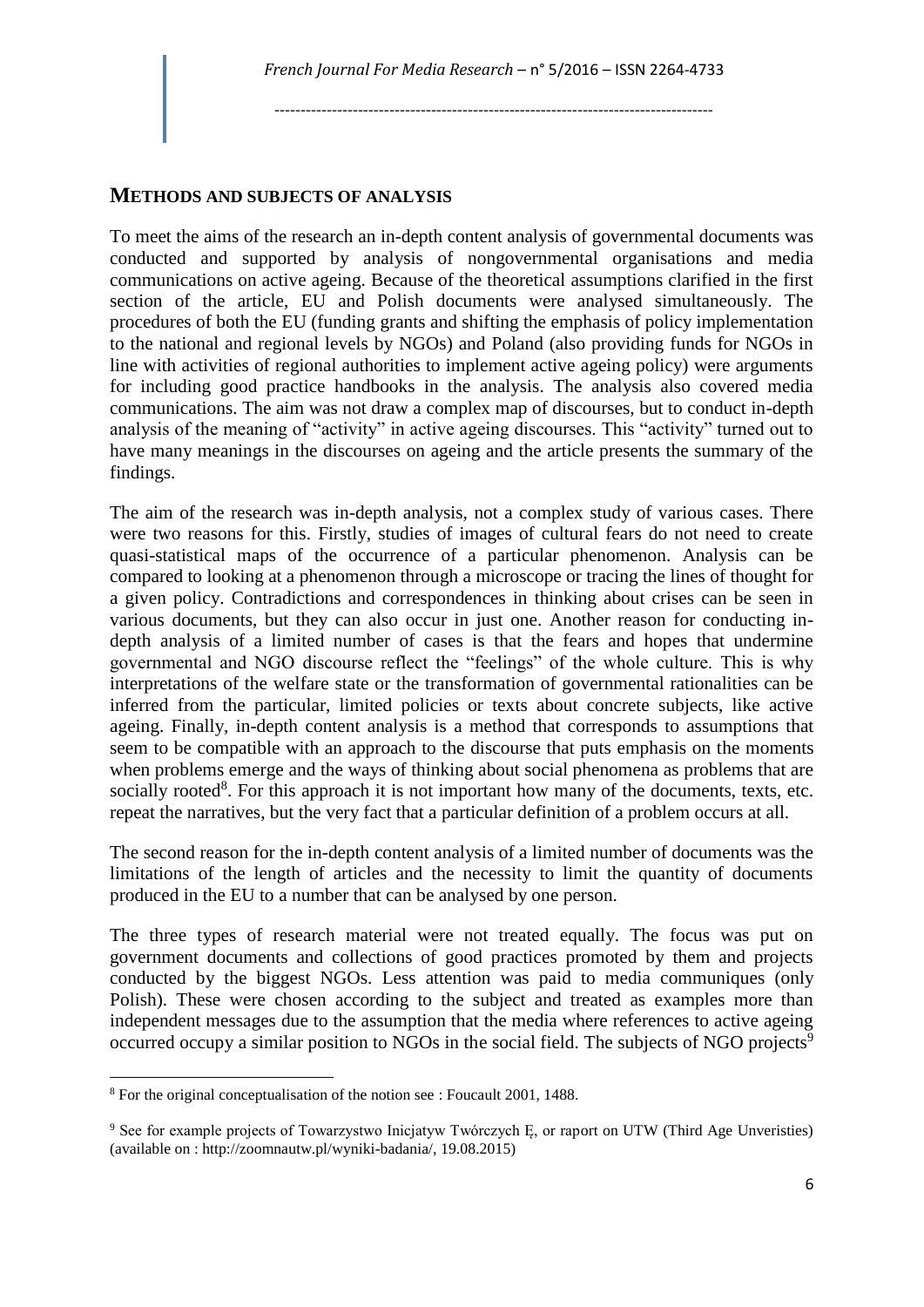## METHODS AND SUBJECTS OF ANALYSIS

To meet the aims of the research an in-depth content analysis of governmental documents was conducted and supported by analysis of nongovernmental organisations and media communications on active ageing. Because of the theoretical assumptions clarified in the first section of the article, EU and Polish documents were analysed simultaneously. The procedures of both the EU (funding grants and shifting the emphasis of policy implementation to the national and regional levels by NGOs) and Poland (also providing funds for NGOs in line with activities of regional authorities to implement active ageing policy) were arguments for including good practice handbooks in the analysis. The analysis also covered media communications. The aim was not draw a complex map of discourses, but to conduct in-depth analysis of the meaning of "activity" in active ageing discourses. This "activity" turned out to have many meanings in the discourses on ageing and the article presents the summary of the findings.

The aim of the research was in-depth analysis, not a complex study of various cases. There were two reasons for this. Firstly, studies of images of cultural fears do not need to create quasi-statistical maps of the occurrence of a particular phenomenon. Analysis can be compared to looking at a phenomenon through a microscope or tracing the lines of thought for a given policy. Contradictions and correspondences in thinking about crises can be seen in various documents, but they can also occur in just one. Another reason for conducting in-depth analysis of a limited number of cases is that the fears and hopes that undermine governmental and NGO discourse reflect the "feelings" of the whole culture. This is why interpretations of the welfare state or the transformation of governmental rationalities can be inferred from the particular, limited policies or texts about concrete subjects, like active ageing. Finally, in-depth content analysis is a method that corresponds to assumptions that seem to be compatible with an approach to the discourse that puts emphasis on the moments when problems emerge and the ways of thinking about social phenomena as problems that are socially rooted[8]. For this approach it is not important how many of the documents, texts, etc. repeat the narratives, but the very fact that a particular definition of a problem occurs at all.

The second reason for the in-depth content analysis of a limited number of documents was the limitations of the length of articles and the necessity to limit the quantity of documents produced in the EU to a number that can be analysed by one person.

The three types of research material were not treated equally. The focus was put on government documents and collections of good practices promoted by them and projects conducted by the biggest NGOs. Less attention was paid to media communiques (only Polish). These were chosen according to the subject and treated as examples more than independent messages due to the assumption that the media where references to active ageing occurred occupy a similar position to NGOs in the social field. The subjects of NGO projects[9]

---

[8] For the original conceptualisation of the notion see : Foucault 2001, 1488.

[9] See for example projects of Towarzystwo Inicjatyw Twórczych Ę, or raport on UTW (Third Age Unveristies) (available on : http://zoomnautw.pl/wyniki-badania/, 19.08.2015)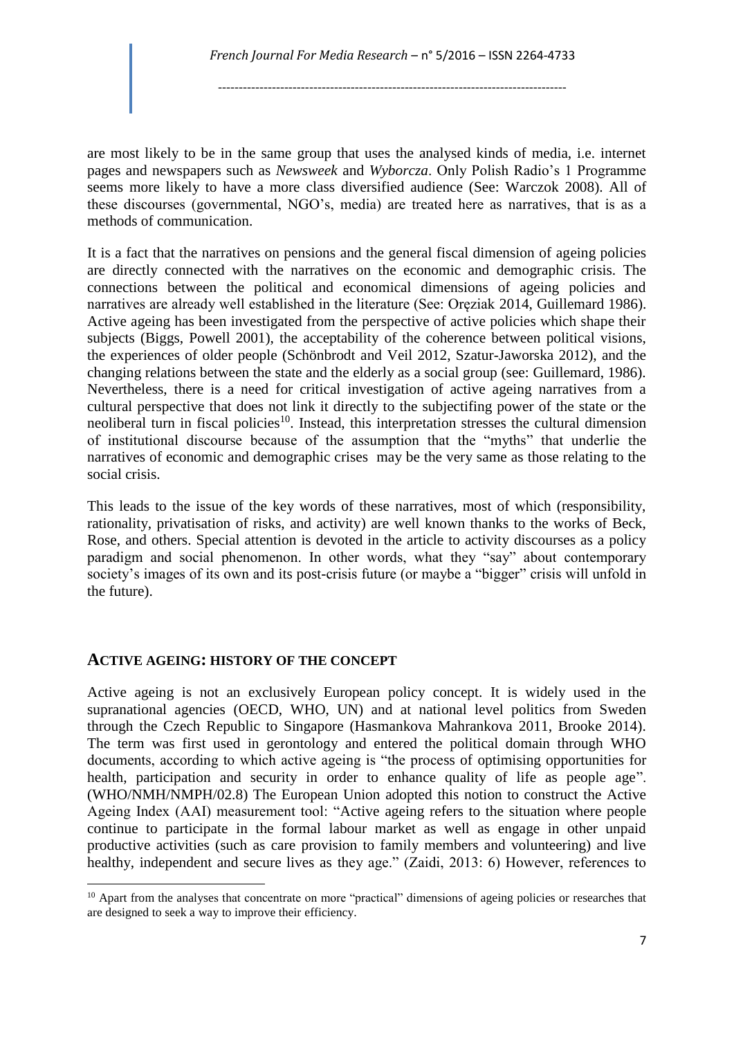are most likely to be in the same group that uses the analysed kinds of media, i.e. internet pages and newspapers such as *Newsweek* and *Wyborcza*. Only Polish Radio's 1 Programme seems more likely to have a more class diversified audience (See: Warczok 2008). All of these discourses (governmental, NGO's, media) are treated here as narratives, that is as a methods of communication.

It is a fact that the narratives on pensions and the general fiscal dimension of ageing policies are directly connected with the narratives on the economic and demographic crisis. The connections between the political and economical dimensions of ageing policies and narratives are already well established in the literature (See: Oręziak 2014, Guillemard 1986). Active ageing has been investigated from the perspective of active policies which shape their subjects (Biggs, Powell 2001), the acceptability of the coherence between political visions, the experiences of older people (Schönbrodt and Veil 2012, Szatur-Jaworska 2012), and the changing relations between the state and the elderly as a social group (see: Guillemard, 1986). Nevertheless, there is a need for critical investigation of active ageing narratives from a cultural perspective that does not link it directly to the subjectifing power of the state or the neoliberal turn in fiscal policies[10]. Instead, this interpretation stresses the cultural dimension of institutional discourse because of the assumption that the "myths" that underlie the narratives of economic and demographic crises may be the very same as those relating to the social crisis.

This leads to the issue of the key words of these narratives, most of which (responsibility, rationality, privatisation of risks, and activity) are well known thanks to the works of Beck, Rose, and others. Special attention is devoted in the article to activity discourses as a policy paradigm and social phenomenon. In other words, what they "say" about contemporary society's images of its own and its post-crisis future (or maybe a "bigger" crisis will unfold in the future).

## ACTIVE AGEING: HISTORY OF THE CONCEPT

Active ageing is not an exclusively European policy concept. It is widely used in the supranational agencies (OECD, WHO, UN) and at national level politics from Sweden through the Czech Republic to Singapore (Hasmankova Mahrankova 2011, Brooke 2014). The term was first used in gerontology and entered the political domain through WHO documents, according to which active ageing is "the process of optimising opportunities for health, participation and security in order to enhance quality of life as people age". (WHO/NMH/NMPH/02.8) The European Union adopted this notion to construct the Active Ageing Index (AAI) measurement tool: "Active ageing refers to the situation where people continue to participate in the formal labour market as well as engage in other unpaid productive activities (such as care provision to family members and volunteering) and live healthy, independent and secure lives as they age." (Zaidi, 2013: 6) However, references to

[10] Apart from the analyses that concentrate on more "practical" dimensions of ageing policies or researches that are designed to seek a way to improve their efficiency.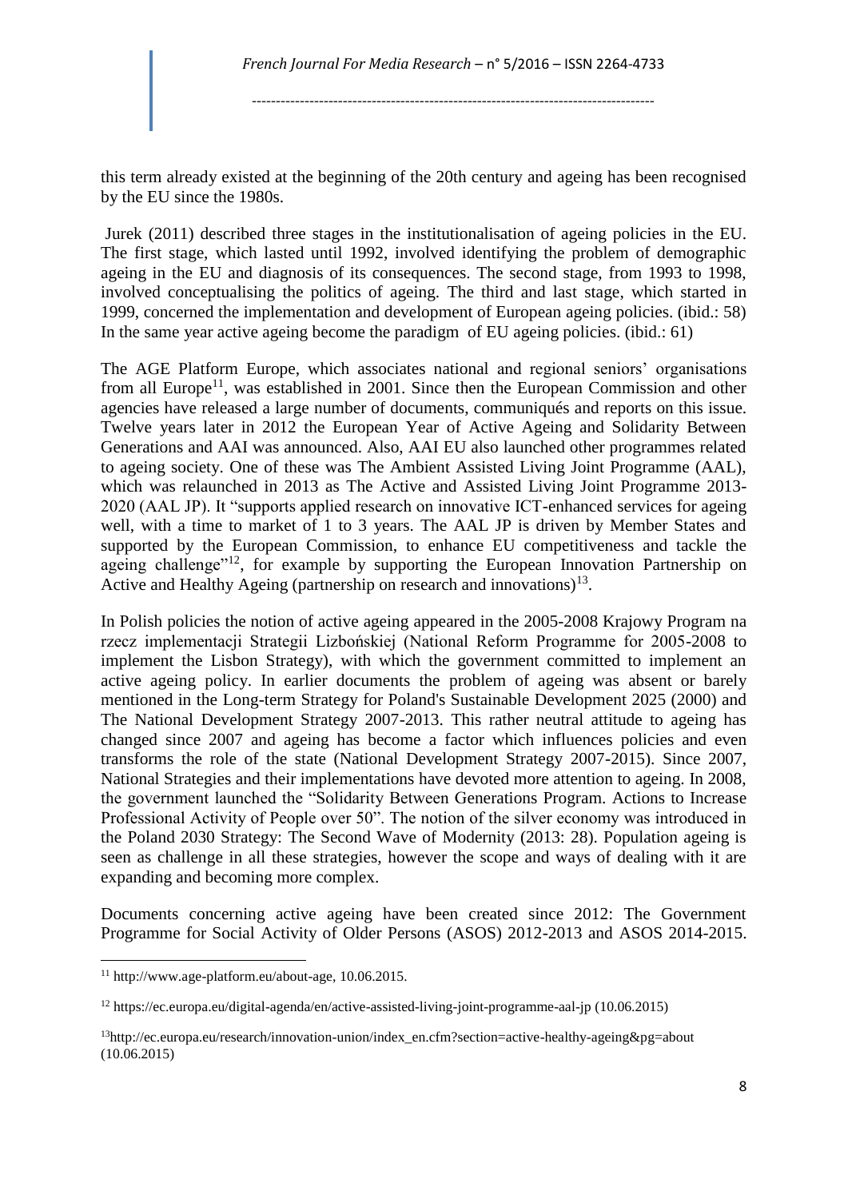this term already existed at the beginning of the 20th century and ageing has been recognised by the EU since the 1980s.

Jurek (2011) described three stages in the institutionalisation of ageing policies in the EU. The first stage, which lasted until 1992, involved identifying the problem of demographic ageing in the EU and diagnosis of its consequences. The second stage, from 1993 to 1998, involved conceptualising the politics of ageing. The third and last stage, which started in 1999, concerned the implementation and development of European ageing policies. (ibid.: 58) In the same year active ageing become the paradigm of EU ageing policies. (ibid.: 61)

The AGE Platform Europe, which associates national and regional seniors' organisations from all Europe[11], was established in 2001. Since then the European Commission and other agencies have released a large number of documents, communiqués and reports on this issue. Twelve years later in 2012 the European Year of Active Ageing and Solidarity Between Generations and AAI was announced. Also, AAI EU also launched other programmes related to ageing society. One of these was The Ambient Assisted Living Joint Programme (AAL), which was relaunched in 2013 as The Active and Assisted Living Joint Programme 2013-2020 (AAL JP). It "supports applied research on innovative ICT-enhanced services for ageing well, with a time to market of 1 to 3 years. The AAL JP is driven by Member States and supported by the European Commission, to enhance EU competitiveness and tackle the ageing challenge"[12], for example by supporting the European Innovation Partnership on Active and Healthy Ageing (partnership on research and innovations)[13].

In Polish policies the notion of active ageing appeared in the 2005-2008 Krajowy Program na rzecz implementacji Strategii Lizbońskiej (National Reform Programme for 2005-2008 to implement the Lisbon Strategy), with which the government committed to implement an active ageing policy. In earlier documents the problem of ageing was absent or barely mentioned in the Long-term Strategy for Poland's Sustainable Development 2025 (2000) and The National Development Strategy 2007-2013. This rather neutral attitude to ageing has changed since 2007 and ageing has become a factor which influences policies and even transforms the role of the state (National Development Strategy 2007-2015). Since 2007, National Strategies and their implementations have devoted more attention to ageing. In 2008, the government launched the "Solidarity Between Generations Program. Actions to Increase Professional Activity of People over 50". The notion of the silver economy was introduced in the Poland 2030 Strategy: The Second Wave of Modernity (2013: 28). Population ageing is seen as challenge in all these strategies, however the scope and ways of dealing with it are expanding and becoming more complex.

Documents concerning active ageing have been created since 2012: The Government Programme for Social Activity of Older Persons (ASOS) 2012-2013 and ASOS 2014-2015.

---

[11] http://www.age-platform.eu/about-age, 10.06.2015.

[12] https://ec.europa.eu/digital-agenda/en/active-assisted-living-joint-programme-aal-jp (10.06.2015)

[13] http://ec.europa.eu/research/innovation-union/index_en.cfm?section=active-healthy-ageing&pg=about (10.06.2015)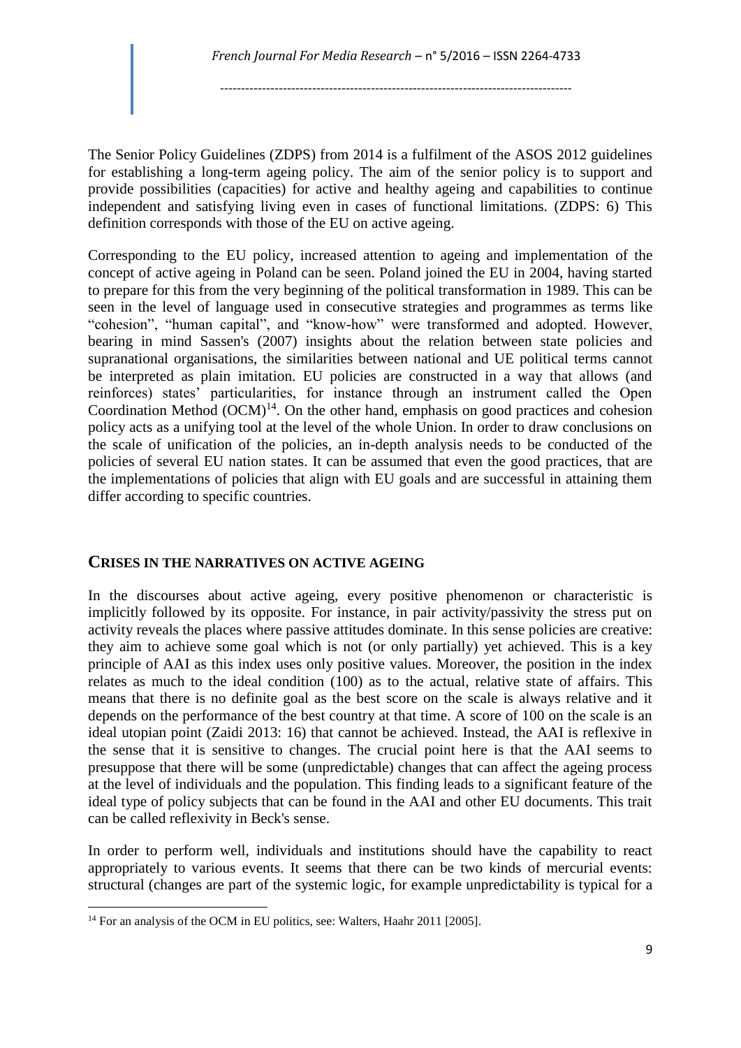The Senior Policy Guidelines (ZDPS) from 2014 is a fulfilment of the ASOS 2012 guidelines for establishing a long-term ageing policy. The aim of the senior policy is to support and provide possibilities (capacities) for active and healthy ageing and capabilities to continue independent and satisfying living even in cases of functional limitations. (ZDPS: 6) This definition corresponds with those of the EU on active ageing.

Corresponding to the EU policy, increased attention to ageing and implementation of the concept of active ageing in Poland can be seen. Poland joined the EU in 2004, having started to prepare for this from the very beginning of the political transformation in 1989. This can be seen in the level of language used in consecutive strategies and programmes as terms like "cohesion", "human capital", and "know-how" were transformed and adopted. However, bearing in mind Sassen's (2007) insights about the relation between state policies and supranational organisations, the similarities between national and UE political terms cannot be interpreted as plain imitation. EU policies are constructed in a way that allows (and reinforces) states' particularities, for instance through an instrument called the Open Coordination Method (OCM)[14]. On the other hand, emphasis on good practices and cohesion policy acts as a unifying tool at the level of the whole Union. In order to draw conclusions on the scale of unification of the policies, an in-depth analysis needs to be conducted of the policies of several EU nation states. It can be assumed that even the good practices, that are the implementations of policies that align with EU goals and are successful in attaining them differ according to specific countries.

## CRISES IN THE NARRATIVES ON ACTIVE AGEING

In the discourses about active ageing, every positive phenomenon or characteristic is implicitly followed by its opposite. For instance, in pair activity/passivity the stress put on activity reveals the places where passive attitudes dominate. In this sense policies are creative: they aim to achieve some goal which is not (or only partially) yet achieved. This is a key principle of AAI as this index uses only positive values. Moreover, the position in the index relates as much to the ideal condition (100) as to the actual, relative state of affairs. This means that there is no definite goal as the best score on the scale is always relative and it depends on the performance of the best country at that time. A score of 100 on the scale is an ideal utopian point (Zaidi 2013: 16) that cannot be achieved. Instead, the AAI is reflexive in the sense that it is sensitive to changes. The crucial point here is that the AAI seems to presuppose that there will be some (unpredictable) changes that can affect the ageing process at the level of individuals and the population. This finding leads to a significant feature of the ideal type of policy subjects that can be found in the AAI and other EU documents. This trait can be called reflexivity in Beck's sense.

In order to perform well, individuals and institutions should have the capability to react appropriately to various events. It seems that there can be two kinds of mercurial events: structural (changes are part of the systemic logic, for example unpredictability is typical for a

[14] For an analysis of the OCM in EU politics, see: Walters, Haahr 2011 [2005].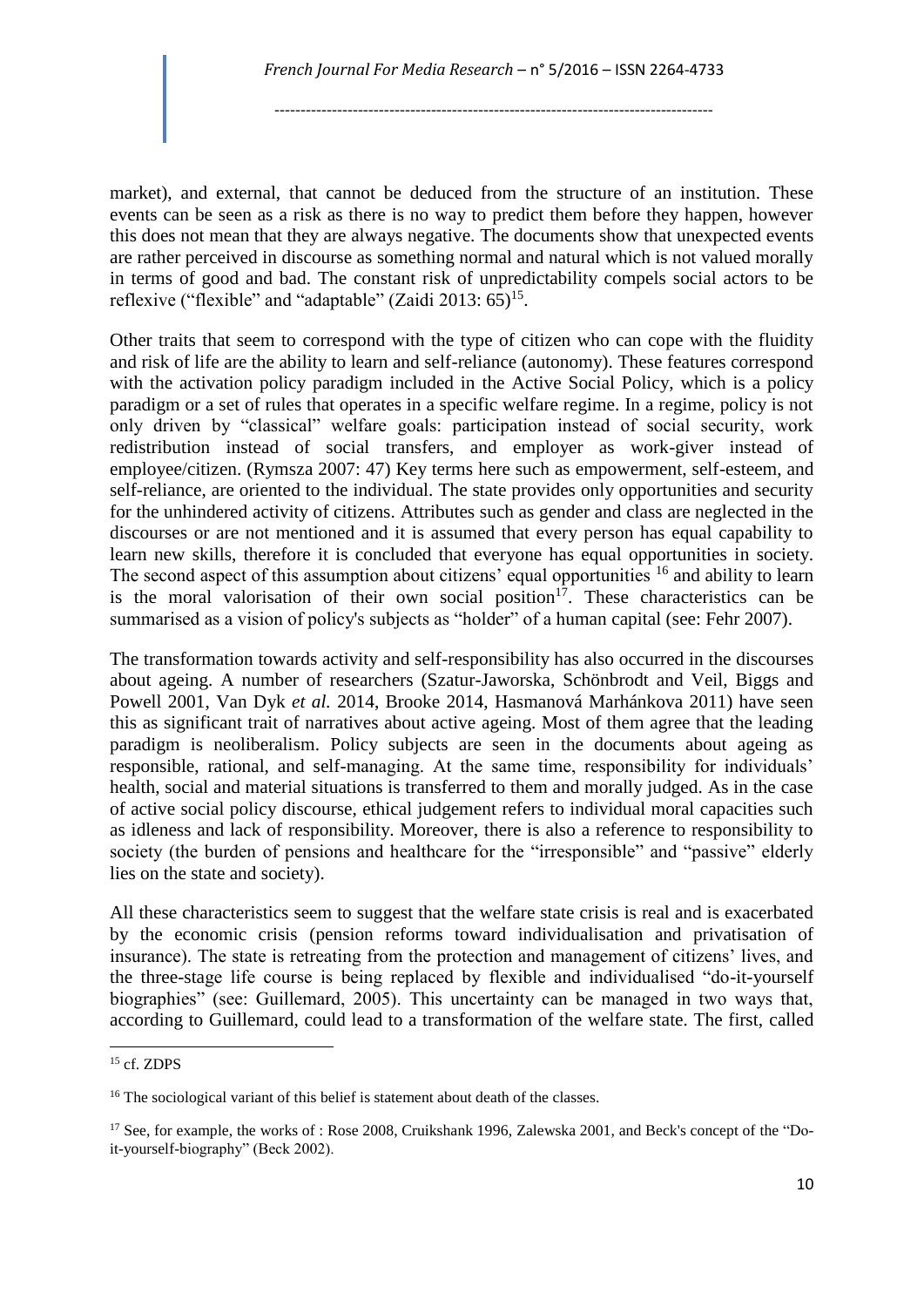market), and external, that cannot be deduced from the structure of an institution. These events can be seen as a risk as there is no way to predict them before they happen, however this does not mean that they are always negative. The documents show that unexpected events are rather perceived in discourse as something normal and natural which is not valued morally in terms of good and bad. The constant risk of unpredictability compels social actors to be reflexive ("flexible" and "adaptable" (Zaidi 2013: 65)[15].

Other traits that seem to correspond with the type of citizen who can cope with the fluidity and risk of life are the ability to learn and self-reliance (autonomy). These features correspond with the activation policy paradigm included in the Active Social Policy, which is a policy paradigm or a set of rules that operates in a specific welfare regime. In a regime, policy is not only driven by "classical" welfare goals: participation instead of social security, work redistribution instead of social transfers, and employer as work-giver instead of employee/citizen. (Rymsza 2007: 47) Key terms here such as empowerment, self-esteem, and self-reliance, are oriented to the individual. The state provides only opportunities and security for the unhindered activity of citizens. Attributes such as gender and class are neglected in the discourses or are not mentioned and it is assumed that every person has equal capability to learn new skills, therefore it is concluded that everyone has equal opportunities in society. The second aspect of this assumption about citizens' equal opportunities [16] and ability to learn is the moral valorisation of their own social position[17]. These characteristics can be summarised as a vision of policy's subjects as "holder" of a human capital (see: Fehr 2007).

The transformation towards activity and self-responsibility has also occurred in the discourses about ageing. A number of researchers (Szatur-Jaworska, Schönbrodt and Veil, Biggs and Powell 2001, Van Dyk *et al.* 2014, Brooke 2014, Hasmanová Marhánkova 2011) have seen this as significant trait of narratives about active ageing. Most of them agree that the leading paradigm is neoliberalism. Policy subjects are seen in the documents about ageing as responsible, rational, and self-managing. At the same time, responsibility for individuals' health, social and material situations is transferred to them and morally judged. As in the case of active social policy discourse, ethical judgement refers to individual moral capacities such as idleness and lack of responsibility. Moreover, there is also a reference to responsibility to society (the burden of pensions and healthcare for the "irresponsible" and "passive" elderly lies on the state and society).

All these characteristics seem to suggest that the welfare state crisis is real and is exacerbated by the economic crisis (pension reforms toward individualisation and privatisation of insurance). The state is retreating from the protection and management of citizens' lives, and the three-stage life course is being replaced by flexible and individualised "do-it-yourself biographies" (see: Guillemard, 2005). This uncertainty can be managed in two ways that, according to Guillemard, could lead to a transformation of the welfare state. The first, called

---

[15] cf. ZDPS

[16] The sociological variant of this belief is statement about death of the classes.

[17] See, for example, the works of : Rose 2008, Cruikshank 1996, Zalewska 2001, and Beck's concept of the "Do-it-yourself-biography" (Beck 2002).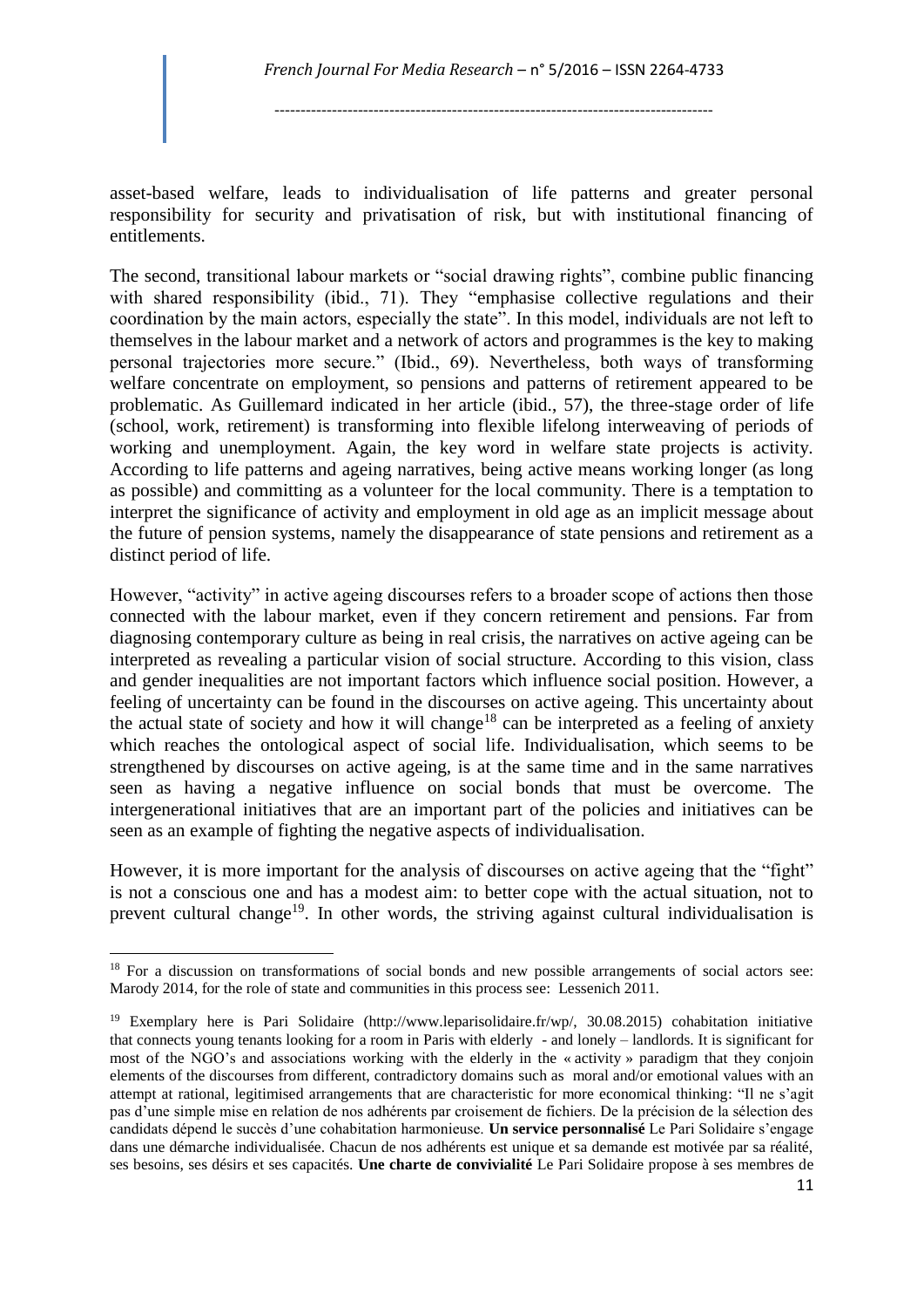asset-based welfare, leads to individualisation of life patterns and greater personal responsibility for security and privatisation of risk, but with institutional financing of entitlements.

The second, transitional labour markets or "social drawing rights", combine public financing with shared responsibility (ibid., 71). They "emphasise collective regulations and their coordination by the main actors, especially the state". In this model, individuals are not left to themselves in the labour market and a network of actors and programmes is the key to making personal trajectories more secure." (Ibid., 69). Nevertheless, both ways of transforming welfare concentrate on employment, so pensions and patterns of retirement appeared to be problematic. As Guillemard indicated in her article (ibid., 57), the three-stage order of life (school, work, retirement) is transforming into flexible lifelong interweaving of periods of working and unemployment. Again, the key word in welfare state projects is activity. According to life patterns and ageing narratives, being active means working longer (as long as possible) and committing as a volunteer for the local community. There is a temptation to interpret the significance of activity and employment in old age as an implicit message about the future of pension systems, namely the disappearance of state pensions and retirement as a distinct period of life.

However, "activity" in active ageing discourses refers to a broader scope of actions then those connected with the labour market, even if they concern retirement and pensions. Far from diagnosing contemporary culture as being in real crisis, the narratives on active ageing can be interpreted as revealing a particular vision of social structure. According to this vision, class and gender inequalities are not important factors which influence social position. However, a feeling of uncertainty can be found in the discourses on active ageing. This uncertainty about the actual state of society and how it will change[18] can be interpreted as a feeling of anxiety which reaches the ontological aspect of social life. Individualisation, which seems to be strengthened by discourses on active ageing, is at the same time and in the same narratives seen as having a negative influence on social bonds that must be overcome. The intergenerational initiatives that are an important part of the policies and initiatives can be seen as an example of fighting the negative aspects of individualisation.

However, it is more important for the analysis of discourses on active ageing that the "fight" is not a conscious one and has a modest aim: to better cope with the actual situation, not to prevent cultural change[19]. In other words, the striving against cultural individualisation is

---

[18] For a discussion on transformations of social bonds and new possible arrangements of social actors see: Marody 2014, for the role of state and communities in this process see: Lessenich 2011.

[19] Exemplary here is Pari Solidaire (http://www.leparisolidaire.fr/wp/, 30.08.2015) cohabitation initiative that connects young tenants looking for a room in Paris with elderly - and lonely – landlords. It is significant for most of the NGO's and associations working with the elderly in the « activity » paradigm that they conjoin elements of the discourses from different, contradictory domains such as moral and/or emotional values with an attempt at rational, legitimised arrangements that are characteristic for more economical thinking: "Il ne s'agit pas d'une simple mise en relation de nos adhérents par croisement de fichiers. De la précision de la sélection des candidats dépend le succès d'une cohabitation harmonieuse. **Un service personnalisé** Le Pari Solidaire s'engage dans une démarche individualisée. Chacun de nos adhérents est unique et sa demande est motivée par sa réalité, ses besoins, ses désirs et ses capacités. **Une charte de convivialité** Le Pari Solidaire propose à ses membres de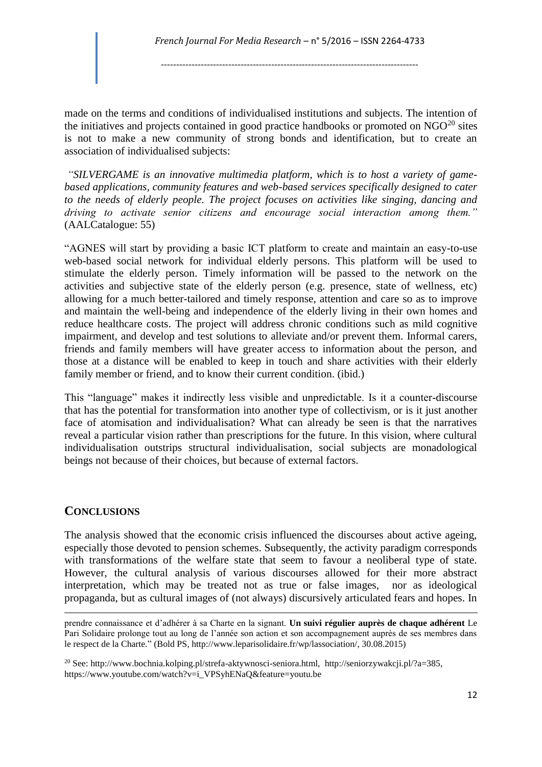made on the terms and conditions of individualised institutions and subjects. The intention of the initiatives and projects contained in good practice handbooks or promoted on NGO[20] sites is not to make a new community of strong bonds and identification, but to create an association of individualised subjects:

*"SILVERGAME is an innovative multimedia platform, which is to host a variety of game-based applications, community features and web-based services specifically designed to cater to the needs of elderly people. The project focuses on activities like singing, dancing and driving to activate senior citizens and encourage social interaction among them."* (AALCatalogue: 55)

"AGNES will start by providing a basic ICT platform to create and maintain an easy-to-use web-based social network for individual elderly persons. This platform will be used to stimulate the elderly person. Timely information will be passed to the network on the activities and subjective state of the elderly person (e.g. presence, state of wellness, etc) allowing for a much better-tailored and timely response, attention and care so as to improve and maintain the well-being and independence of the elderly living in their own homes and reduce healthcare costs. The project will address chronic conditions such as mild cognitive impairment, and develop and test solutions to alleviate and/or prevent them. Informal carers, friends and family members will have greater access to information about the person, and those at a distance will be enabled to keep in touch and share activities with their elderly family member or friend, and to know their current condition. (ibid.)

This "language" makes it indirectly less visible and unpredictable. Is it a counter-discourse that has the potential for transformation into another type of collectivism, or is it just another face of atomisation and individualisation? What can already be seen is that the narratives reveal a particular vision rather than prescriptions for the future. In this vision, where cultural individualisation outstrips structural individualisation, social subjects are monadological beings not because of their choices, but because of external factors.

## CONCLUSIONS

The analysis showed that the economic crisis influenced the discourses about active ageing, especially those devoted to pension schemes. Subsequently, the activity paradigm corresponds with transformations of the welfare state that seem to favour a neoliberal type of state. However, the cultural analysis of various discourses allowed for their more abstract interpretation, which may be treated not as true or false images, nor as ideological propaganda, but as cultural images of (not always) discursively articulated fears and hopes. In

---

prendre connaissance et d'adhérer à sa Charte en la signant. **Un suivi régulier auprès de chaque adhérent** Le Pari Solidaire prolonge tout au long de l'année son action et son accompagnement auprès de ses membres dans le respect de la Charte." (Bold PS, http://www.leparisolidaire.fr/wp/lassociation/, 30.08.2015)

[20] See: http://www.bochnia.kolping.pl/strefa-aktywnosci-seniora.html, http://seniorzywakcji.pl/?a=385, https://www.youtube.com/watch?v=i_VPSyhENaQ&feature=youtu.be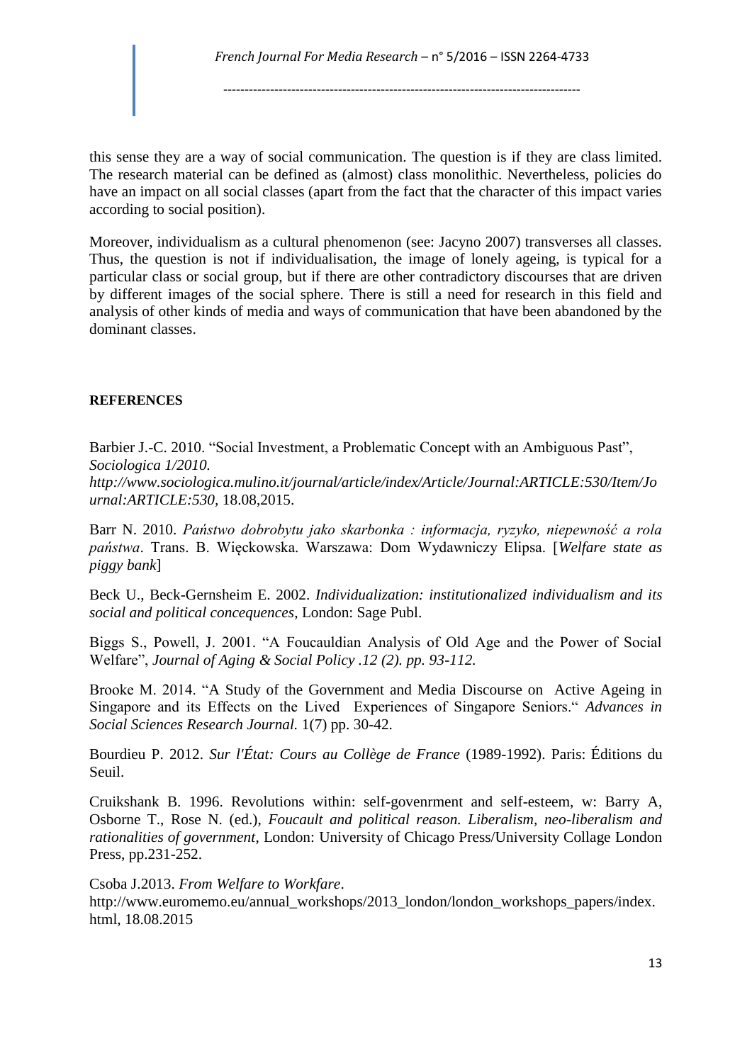this sense they are a way of social communication. The question is if they are class limited. The research material can be defined as (almost) class monolithic. Nevertheless, policies do have an impact on all social classes (apart from the fact that the character of this impact varies according to social position).

Moreover, individualism as a cultural phenomenon (see: Jacyno 2007) transverses all classes. Thus, the question is not if individualisation, the image of lonely ageing, is typical for a particular class or social group, but if there are other contradictory discourses that are driven by different images of the social sphere. There is still a need for research in this field and analysis of other kinds of media and ways of communication that have been abandoned by the dominant classes.

## REFERENCES

Barbier J.-C. 2010. "Social Investment, a Problematic Concept with an Ambiguous Past", *Sociologica 1/2010. http://www.sociologica.mulino.it/journal/article/index/Article/Journal:ARTICLE:530/Item/Journal:ARTICLE:530*, 18.08,2015.

Barr N. 2010. *Państwo dobrobytu jako skarbonka : informacja, ryzyko, niepewność a rola państwa*. Trans. B. Więckowska. Warszawa: Dom Wydawniczy Elipsa. [*Welfare state as piggy bank*]

Beck U., Beck-Gernsheim E. 2002. *Individualization: institutionalized individualism and its social and political concequences*, London: Sage Publ.

Biggs S., Powell, J. 2001. "A Foucauldian Analysis of Old Age and the Power of Social Welfare", *Journal of Aging & Social Policy .12 (2). pp. 93-112.*

Brooke M. 2014. "A Study of the Government and Media Discourse on Active Ageing in Singapore and its Effects on the Lived Experiences of Singapore Seniors." *Advances in Social Sciences Research Journal.* 1(7) pp. 30-42.

Bourdieu P. 2012. *Sur l'État: Cours au Collège de France* (1989-1992). Paris: Éditions du Seuil.

Cruikshank B. 1996. Revolutions within: self-govenrment and self-esteem, w: Barry A, Osborne T., Rose N. (ed.), *Foucault and political reason. Liberalism, neo-liberalism and rationalities of government*, London: University of Chicago Press/University Collage London Press, pp.231-252.

Csoba J.2013. *From Welfare to Workfare*. http://www.euromemo.eu/annual_workshops/2013_london/london_workshops_papers/index.html, 18.08.2015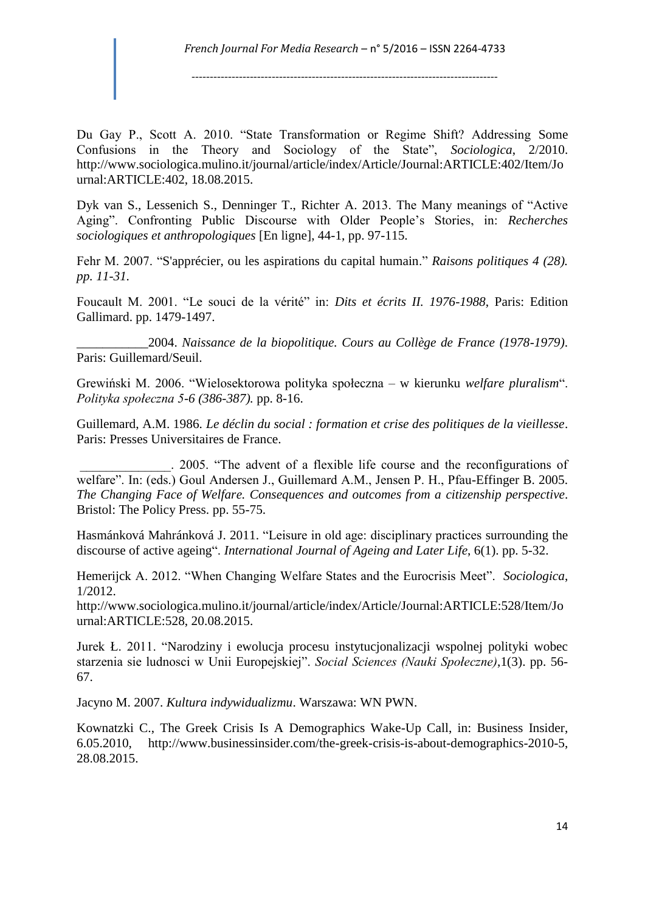Du Gay P., Scott A. 2010. "State Transformation or Regime Shift? Addressing Some Confusions in the Theory and Sociology of the State", *Sociologica*, 2/2010. http://www.sociologica.mulino.it/journal/article/index/Article/Journal:ARTICLE:402/Item/Journal:ARTICLE:402, 18.08.2015.

Dyk van S., Lessenich S., Denninger T., Richter A. 2013. The Many meanings of "Active Aging". Confronting Public Discourse with Older People's Stories, in: *Recherches sociologiques et anthropologiques* [En ligne], 44-1, pp. 97-115.

Fehr M. 2007. "S'apprécier, ou les aspirations du capital humain." *Raisons politiques 4 (28). pp. 11-31.*

Foucault M. 2001. "Le souci de la vérité" in: *Dits et écrits II. 1976-1988*, Paris: Edition Gallimard. pp. 1479-1497.

___________2004. *Naissance de la biopolitique. Cours au Collège de France (1978-1979)*. Paris: Guillemard/Seuil.

Grewiński M. 2006. "Wielosektorowa polityka społeczna – w kierunku *welfare pluralism*". *Polityka społeczna 5-6 (386-387).* pp. 8-16.

Guillemard, A.M. 1986. *Le déclin du social : formation et crise des politiques de la vieillesse*. Paris: Presses Universitaires de France.

______________. 2005. "The advent of a flexible life course and the reconfigurations of welfare". In: (eds.) Goul Andersen J., Guillemard A.M., Jensen P. H., Pfau-Effinger B. 2005. *The Changing Face of Welfare. Consequences and outcomes from a citizenship perspective*. Bristol: The Policy Press. pp. 55-75.

Hasmánková Mahránková J. 2011. "Leisure in old age: disciplinary practices surrounding the discourse of active ageing". *International Journal of Ageing and Later Life*, 6(1). pp. 5-32.

Hemerijck A. 2012. "When Changing Welfare States and the Eurocrisis Meet". *Sociologica*, 1/2012. http://www.sociologica.mulino.it/journal/article/index/Article/Journal:ARTICLE:528/Item/Journal:ARTICLE:528, 20.08.2015.

Jurek Ł. 2011. "Narodziny i ewolucja procesu instytucjonalizacji wspolnej polityki wobec starzenia sie ludnosci w Unii Europejskiej". *Social Sciences (Nauki Społeczne)*,1(3). pp. 56-67.

Jacyno M. 2007. *Kultura indywidualizmu*. Warszawa: WN PWN.

Kownatzki C., The Greek Crisis Is A Demographics Wake-Up Call, in: Business Insider, 6.05.2010, http://www.businessinsider.com/the-greek-crisis-is-about-demographics-2010-5, 28.08.2015.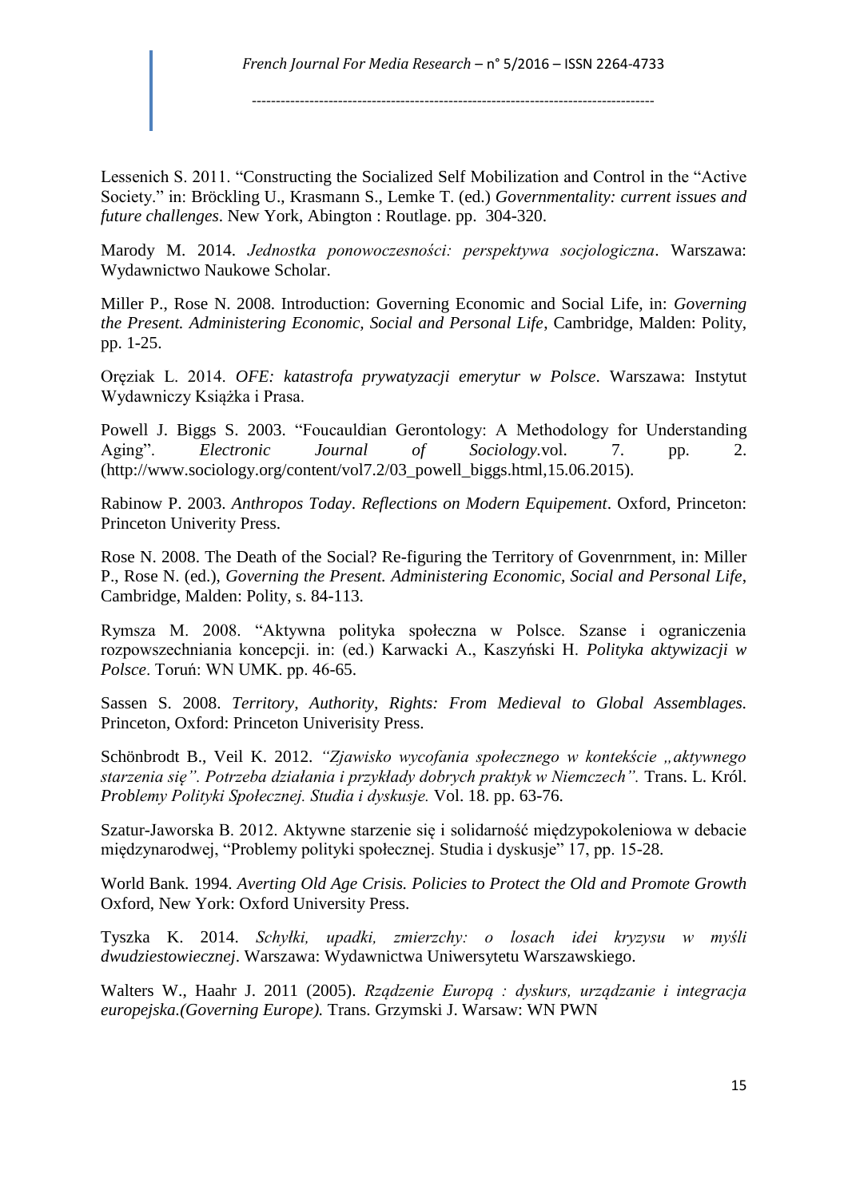Lessenich S. 2011. “Constructing the Socialized Self Mobilization and Control in the “Active Society.” in: Bröckling U., Krasmann S., Lemke T. (ed.) *Governmentality: current issues and future challenges*. New York, Abington : Routlage. pp. 304-320.

Marody M. 2014. *Jednostka ponowoczesności: perspektywa socjologiczna*. Warszawa: Wydawnictwo Naukowe Scholar.

Miller P., Rose N. 2008. Introduction: Governing Economic and Social Life, in: *Governing the Present. Administering Economic, Social and Personal Life*, Cambridge, Malden: Polity, pp. 1-25.

Oręziak L. 2014. *OFE: katastrofa prywatyzacji emerytur w Polsce*. Warszawa: Instytut Wydawniczy Książka i Prasa.

Powell J. Biggs S. 2003. “Foucauldian Gerontology: A Methodology for Understanding Aging”. *Electronic Journal of Sociology*.vol. 7. pp. 2. (http://www.sociology.org/content/vol7.2/03_powell_biggs.html,15.06.2015).

Rabinow P. 2003. *Anthropos Today*. *Reflections on Modern Equipement*. Oxford, Princeton: Princeton Univerity Press.

Rose N. 2008. The Death of the Social? Re-figuring the Territory of Govenrnment, in: Miller P., Rose N. (ed.), *Governing the Present. Administering Economic, Social and Personal Life*, Cambridge, Malden: Polity, s. 84-113.

Rymsza M. 2008. “Aktywna polityka społeczna w Polsce. Szanse i ograniczenia rozpowszechniania koncepcji. in: (ed.) Karwacki A., Kaszyński H. *Polityka aktywizacji w Polsce*. Toruń: WN UMK. pp. 46-65.

Sassen S. 2008. *Territory, Authority, Rights: From Medieval to Global Assemblages.* Princeton, Oxford: Princeton Univerisity Press.

Schönbrodt B., Veil K. 2012. *“Zjawisko wycofania społecznego w kontekście „aktywnego starzenia się”. Potrzeba działania i przykłady dobrych praktyk w Niemczech”.* Trans. L. Król. *Problemy Polityki Społecznej. Studia i dyskusje.* Vol. 18. pp. 63-76.

Szatur-Jaworska B. 2012. Aktywne starzenie się i solidarność międzypokoleniowa w debacie międzynarodwej, “Problemy polityki społecznej. Studia i dyskusje” 17, pp. 15-28.

World Bank. 1994. *Averting Old Age Crisis. Policies to Protect the Old and Promote Growth* Oxford, New York: Oxford University Press.

Tyszka K. 2014. *Schyłki, upadki, zmierzchy: o losach idei kryzysu w myśli dwudziestowiecznej*. Warszawa: Wydawnictwa Uniwersytetu Warszawskiego.

Walters W., Haahr J. 2011 (2005). *Rządzenie Europą : dyskurs, urządzanie i integracja europejska.(Governing Europe).* Trans. Grzymski J. Warsaw: WN PWN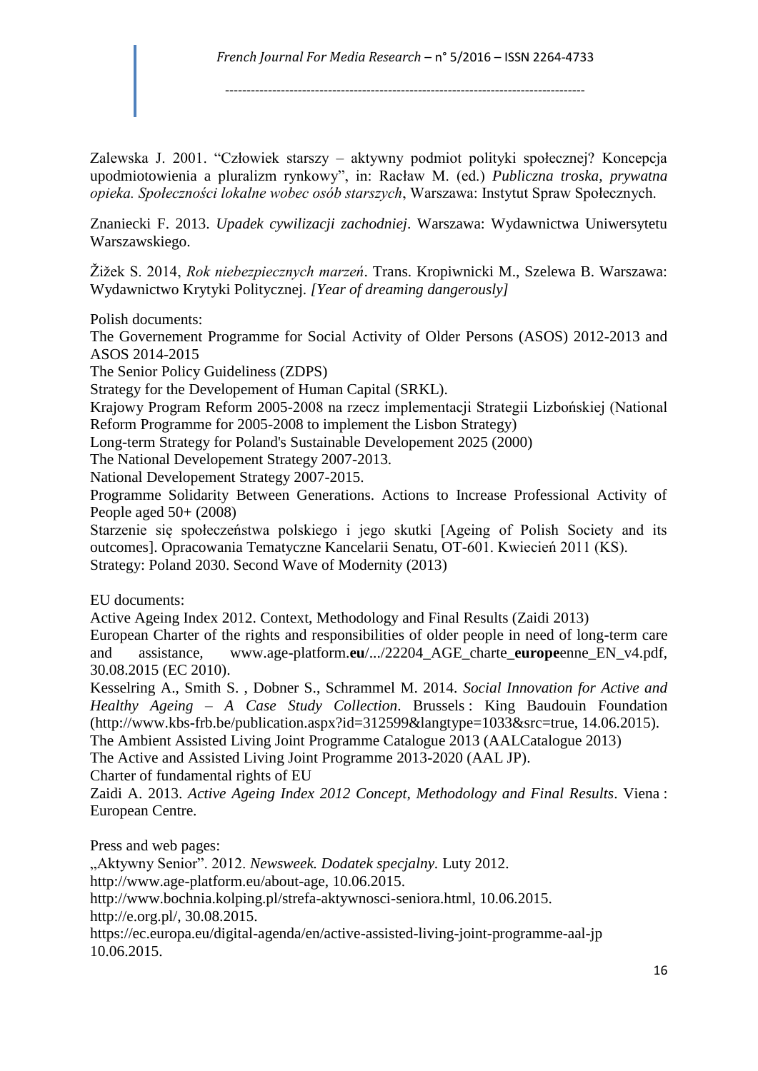Zalewska J. 2001. "Człowiek starszy – aktywny podmiot polityki społecznej? Koncepcja upodmiotowienia a pluralizm rynkowy", in: Racław M. (ed.) *Publiczna troska, prywatna opieka. Społeczności lokalne wobec osób starszych*, Warszawa: Instytut Spraw Społecznych.

Znaniecki F. 2013. *Upadek cywilizacji zachodniej*. Warszawa: Wydawnictwa Uniwersytetu Warszawskiego.

Žižek S. 2014, *Rok niebezpiecznych marzeń*. Trans. Kropiwnicki M., Szelewa B. Warszawa: Wydawnictwo Krytyki Politycznej. *[Year of dreaming dangerously]*

Polish documents:
The Governement Programme for Social Activity of Older Persons (ASOS) 2012-2013 and ASOS 2014-2015
The Senior Policy Guideliness (ZDPS)
Strategy for the Developement of Human Capital (SRKL).
Krajowy Program Reform 2005-2008 na rzecz implementacji Strategii Lizbońskiej (National Reform Programme for 2005-2008 to implement the Lisbon Strategy)
Long-term Strategy for Poland's Sustainable Developement 2025 (2000)
The National Developement Strategy 2007-2013.
National Developement Strategy 2007-2015.
Programme Solidarity Between Generations. Actions to Increase Professional Activity of People aged 50+ (2008)
Starzenie się społeczeństwa polskiego i jego skutki [Ageing of Polish Society and its outcomes]. Opracowania Tematyczne Kancelarii Senatu, OT-601. Kwiecień 2011 (KS).
Strategy: Poland 2030. Second Wave of Modernity (2013)

EU documents:
Active Ageing Index 2012. Context, Methodology and Final Results (Zaidi 2013)
European Charter of the rights and responsibilities of older people in need of long-term care and assistance, www.age-platform.**eu**/.../22204_AGE_charte_**europe**enne_EN_v4.pdf, 30.08.2015 (EC 2010).
Kesselring A., Smith S. , Dobner S., Schrammel M. 2014. *Social Innovation for Active and Healthy Ageing – A Case Study Collection*. Brussels : King Baudouin Foundation (http://www.kbs-frb.be/publication.aspx?id=312599&langtype=1033&src=true, 14.06.2015).
The Ambient Assisted Living Joint Programme Catalogue 2013 (AALCatalogue 2013)
The Active and Assisted Living Joint Programme 2013-2020 (AAL JP).
Charter of fundamental rights of EU
Zaidi A. 2013. *Active Ageing Index 2012 Concept, Methodology and Final Results*. Viena : European Centre.

Press and web pages:
„Aktywny Senior". 2012. *Newsweek. Dodatek specjalny.* Luty 2012.
http://www.age-platform.eu/about-age, 10.06.2015.
http://www.bochnia.kolping.pl/strefa-aktywnosci-seniora.html, 10.06.2015.
http://e.org.pl/, 30.08.2015.
https://ec.europa.eu/digital-agenda/en/active-assisted-living-joint-programme-aal-jp 10.06.2015.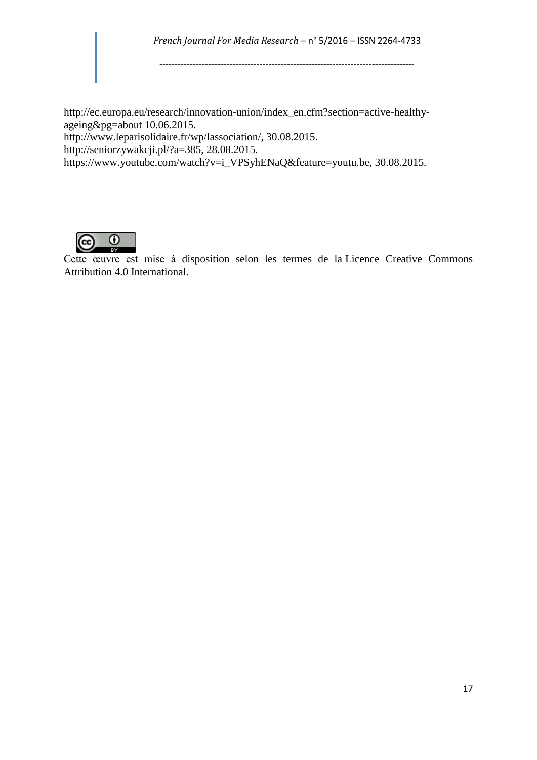http://ec.europa.eu/research/innovation-union/index_en.cfm?section=active-healthy-ageing&pg=about 10.06.2015.
http://www.leparisolidaire.fr/wp/lassociation/, 30.08.2015.
http://seniorzywakcji.pl/?a=385, 28.08.2015.
https://www.youtube.com/watch?v=i_VPSyhENaQ&feature=youtu.be, 30.08.2015.

Cette œuvre est mise à disposition selon les termes de la Licence Creative Commons Attribution 4.0 International.